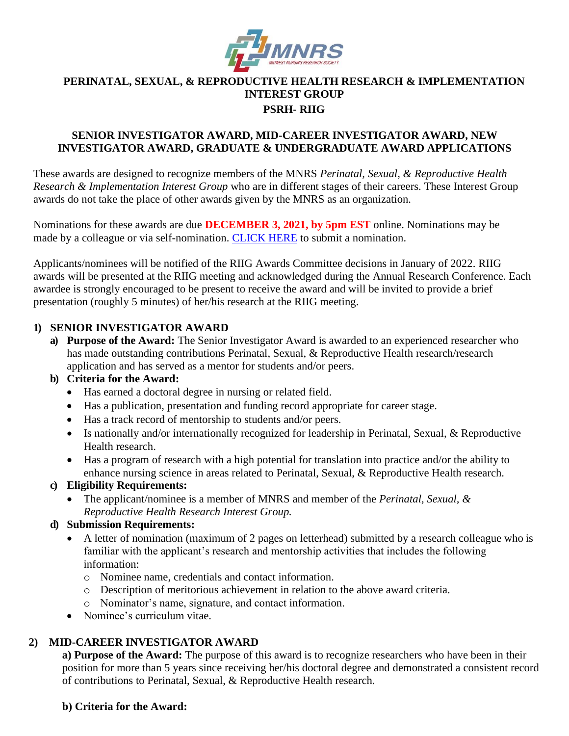# PERINATAL, SEXUAL, & REPRODUCTIVE HEALTH RESEARCH & IMPLEMENTATION INTEREST GROUP

## PSRH- RIIG

## SENIOR INVESTIGATOR AWARD, MID-CAREER INVESTIGATOR AWARD, NEW INVESTIGATOR AWARD, GRADUATE & UNDERGRADUATE AWARD APPLICATIONS

These awards are designed to recognize members of the MNRS *Perinatal, Sexual, & Reproductive Health Research & Implementation Interest Group* who are in different stages of their careers. These Interest Group awards do not take the place of other awards given by the MNRS as an organization.

Nominations for these awards are due **DECEMBER 3, 2021, by 5pm EST** online. Nominations may be made by a colleague or via self-nomination. CLICK HERE to submit a nomination.

Applicants/nominees will be notified of the RIIG Awards Committee decisions in January of 2022. RIIG awards will be presented at the RIIG meeting and acknowledged during the Annual Research Conference. Each awardee is strongly encouraged to be present to receive the award and will be invited to provide a brief presentation (roughly 5 minutes) of her/his research at the RIIG meeting.

### 1) SENIOR INVESTIGATOR AWARD

a) **Purpose of the Award:** The Senior Investigator Award is awarded to an experienced researcher who has made outstanding contributions Perinatal, Sexual, & Reproductive Health research/research application and has served as a mentor for students and/or peers.

b) **Criteria for the Award:**

- Has earned a doctoral degree in nursing or related field.
- Has a publication, presentation and funding record appropriate for career stage.
- Has a track record of mentorship to students and/or peers.
- Is nationally and/or internationally recognized for leadership in Perinatal, Sexual, & Reproductive Health research.
- Has a program of research with a high potential for translation into practice and/or the ability to enhance nursing science in areas related to Perinatal, Sexual, & Reproductive Health research.

c) **Eligibility Requirements:**

- The applicant/nominee is a member of MNRS and member of the *Perinatal, Sexual, & Reproductive Health Research Interest Group.*

d) **Submission Requirements:**

- A letter of nomination (maximum of 2 pages on letterhead) submitted by a research colleague who is familiar with the applicant's research and mentorship activities that includes the following information:
  - Nominee name, credentials and contact information.
  - Description of meritorious achievement in relation to the above award criteria.
  - Nominator's name, signature, and contact information.
- Nominee's curriculum vitae.

### 2) MID-CAREER INVESTIGATOR AWARD

**a) Purpose of the Award:** The purpose of this award is to recognize researchers who have been in their position for more than 5 years since receiving her/his doctoral degree and demonstrated a consistent record of contributions to Perinatal, Sexual, & Reproductive Health research.

**b) Criteria for the Award:**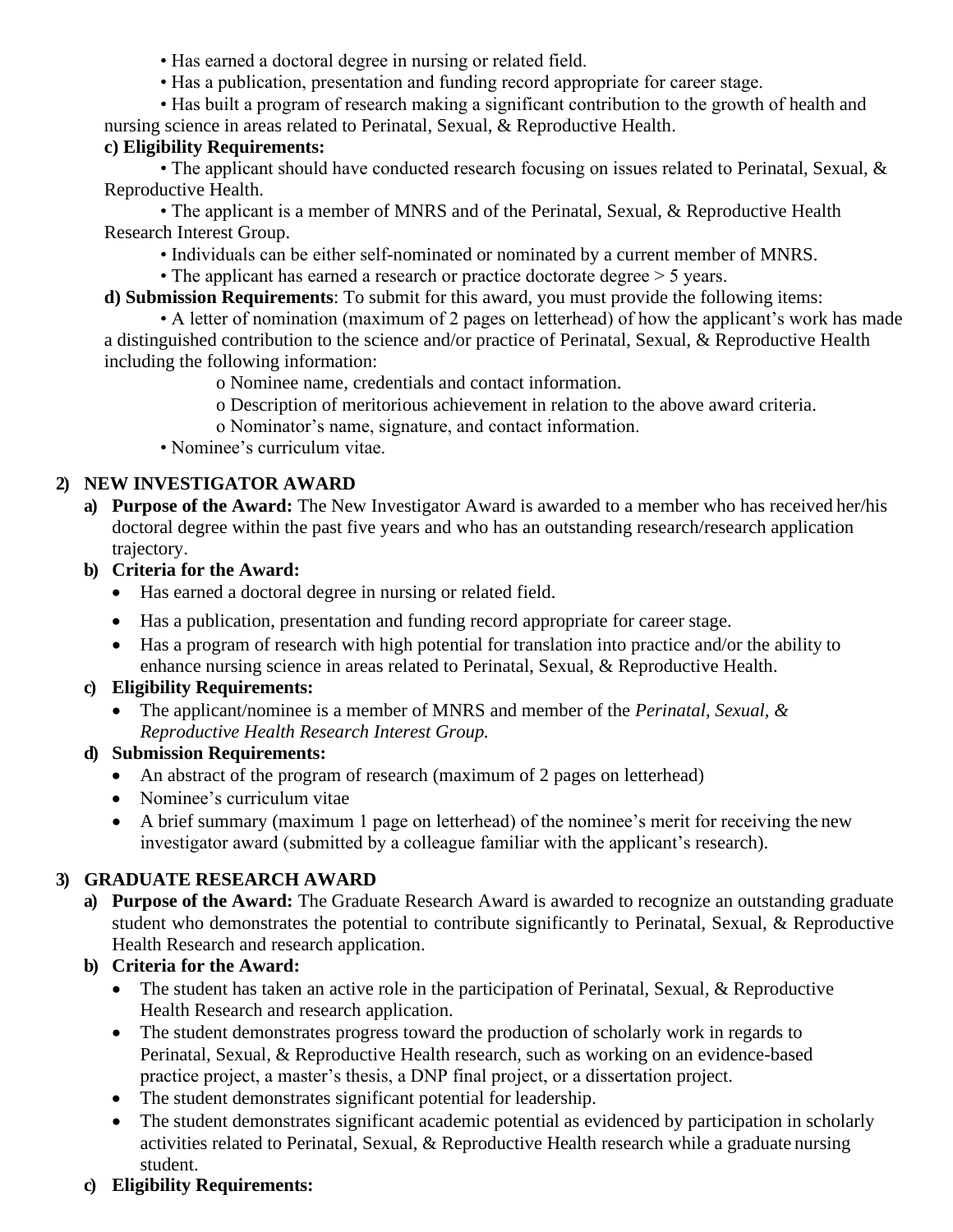- Has earned a doctoral degree in nursing or related field.
- Has a publication, presentation and funding record appropriate for career stage.
- Has built a program of research making a significant contribution to the growth of health and nursing science in areas related to Perinatal, Sexual, & Reproductive Health.

**c) Eligibility Requirements:**

- The applicant should have conducted research focusing on issues related to Perinatal, Sexual, & Reproductive Health.
- The applicant is a member of MNRS and of the Perinatal, Sexual, & Reproductive Health Research Interest Group.
- Individuals can be either self-nominated or nominated by a current member of MNRS.
- The applicant has earned a research or practice doctorate degree > 5 years.

**d) Submission Requirements**: To submit for this award, you must provide the following items:

- A letter of nomination (maximum of 2 pages on letterhead) of how the applicant's work has made a distinguished contribution to the science and/or practice of Perinatal, Sexual, & Reproductive Health including the following information:
  - Nominee name, credentials and contact information.
  - Description of meritorious achievement in relation to the above award criteria.
  - Nominator's name, signature, and contact information.
- Nominee's curriculum vitae.

## 2) NEW INVESTIGATOR AWARD

**a) Purpose of the Award:** The New Investigator Award is awarded to a member who has received her/his doctoral degree within the past five years and who has an outstanding research/research application trajectory.

**b) Criteria for the Award:**

- Has earned a doctoral degree in nursing or related field.
- Has a publication, presentation and funding record appropriate for career stage.
- Has a program of research with high potential for translation into practice and/or the ability to enhance nursing science in areas related to Perinatal, Sexual, & Reproductive Health.

**c) Eligibility Requirements:**

- The applicant/nominee is a member of MNRS and member of the *Perinatal, Sexual, & Reproductive Health Research Interest Group.*

**d) Submission Requirements:**

- An abstract of the program of research (maximum of 2 pages on letterhead)
- Nominee's curriculum vitae
- A brief summary (maximum 1 page on letterhead) of the nominee's merit for receiving the new investigator award (submitted by a colleague familiar with the applicant's research).

## 3) GRADUATE RESEARCH AWARD

**a) Purpose of the Award:** The Graduate Research Award is awarded to recognize an outstanding graduate student who demonstrates the potential to contribute significantly to Perinatal, Sexual, & Reproductive Health Research and research application.

**b) Criteria for the Award:**

- The student has taken an active role in the participation of Perinatal, Sexual, & Reproductive Health Research and research application.
- The student demonstrates progress toward the production of scholarly work in regards to Perinatal, Sexual, & Reproductive Health research, such as working on an evidence-based practice project, a master's thesis, a DNP final project, or a dissertation project.
- The student demonstrates significant potential for leadership.
- The student demonstrates significant academic potential as evidenced by participation in scholarly activities related to Perinatal, Sexual, & Reproductive Health research while a graduate nursing student.

**c) Eligibility Requirements:**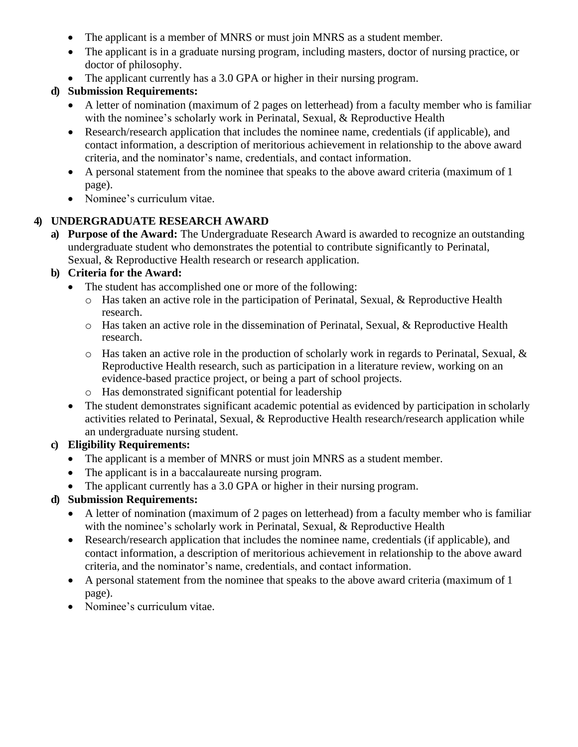- The applicant is a member of MNRS or must join MNRS as a student member.
- The applicant is in a graduate nursing program, including masters, doctor of nursing practice, or doctor of philosophy.
- The applicant currently has a 3.0 GPA or higher in their nursing program.

**d) Submission Requirements:**

- A letter of nomination (maximum of 2 pages on letterhead) from a faculty member who is familiar with the nominee's scholarly work in Perinatal, Sexual, & Reproductive Health
- Research/research application that includes the nominee name, credentials (if applicable), and contact information, a description of meritorious achievement in relationship to the above award criteria, and the nominator's name, credentials, and contact information.
- A personal statement from the nominee that speaks to the above award criteria (maximum of 1 page).
- Nominee's curriculum vitae.

## 4) UNDERGRADUATE RESEARCH AWARD

**a) Purpose of the Award:** The Undergraduate Research Award is awarded to recognize an outstanding undergraduate student who demonstrates the potential to contribute significantly to Perinatal, Sexual, & Reproductive Health research or research application.

**b) Criteria for the Award:**

- The student has accomplished one or more of the following:
  - Has taken an active role in the participation of Perinatal, Sexual, & Reproductive Health research.
  - Has taken an active role in the dissemination of Perinatal, Sexual, & Reproductive Health research.
  - Has taken an active role in the production of scholarly work in regards to Perinatal, Sexual, & Reproductive Health research, such as participation in a literature review, working on an evidence-based practice project, or being a part of school projects.
  - Has demonstrated significant potential for leadership
- The student demonstrates significant academic potential as evidenced by participation in scholarly activities related to Perinatal, Sexual, & Reproductive Health research/research application while an undergraduate nursing student.

**c) Eligibility Requirements:**

- The applicant is a member of MNRS or must join MNRS as a student member.
- The applicant is in a baccalaureate nursing program.
- The applicant currently has a 3.0 GPA or higher in their nursing program.

**d) Submission Requirements:**

- A letter of nomination (maximum of 2 pages on letterhead) from a faculty member who is familiar with the nominee's scholarly work in Perinatal, Sexual, & Reproductive Health
- Research/research application that includes the nominee name, credentials (if applicable), and contact information, a description of meritorious achievement in relationship to the above award criteria, and the nominator's name, credentials, and contact information.
- A personal statement from the nominee that speaks to the above award criteria (maximum of 1 page).
- Nominee's curriculum vitae.